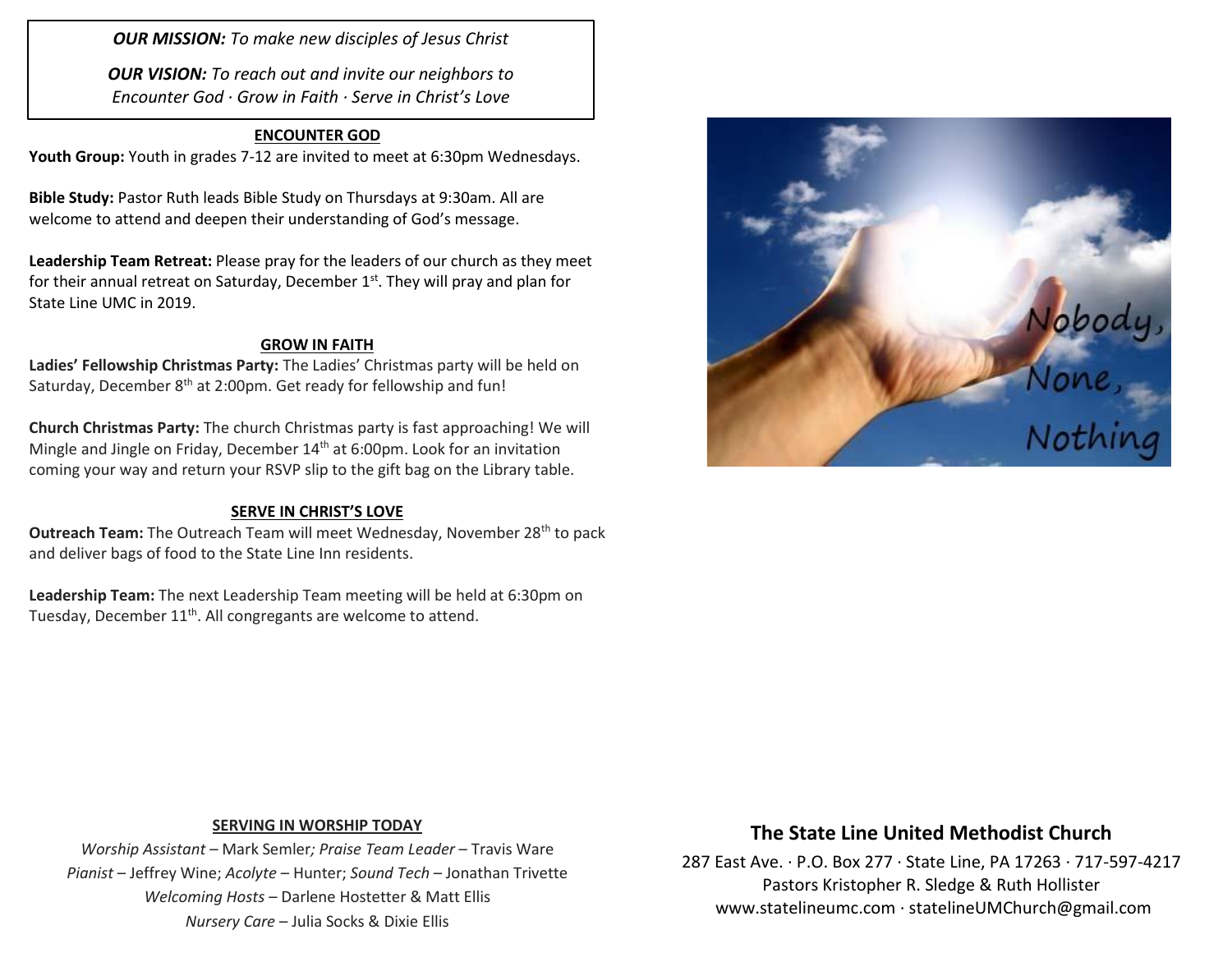***OUR MISSION:*** *To make new disciples of Jesus Christ*

***OUR VISION:*** *To reach out and invite our neighbors to Encounter God · Grow in Faith · Serve in Christ's Love*

## ENCOUNTER GOD

**Youth Group:** Youth in grades 7-12 are invited to meet at 6:30pm Wednesdays.

**Bible Study:** Pastor Ruth leads Bible Study on Thursdays at 9:30am. All are welcome to attend and deepen their understanding of God's message.

**Leadership Team Retreat:** Please pray for the leaders of our church as they meet for their annual retreat on Saturday, December 1st. They will pray and plan for State Line UMC in 2019.

## GROW IN FAITH

**Ladies' Fellowship Christmas Party:** The Ladies' Christmas party will be held on Saturday, December 8th at 2:00pm. Get ready for fellowship and fun!

**Church Christmas Party:** The church Christmas party is fast approaching! We will Mingle and Jingle on Friday, December 14th at 6:00pm. Look for an invitation coming your way and return your RSVP slip to the gift bag on the Library table.

## SERVE IN CHRIST'S LOVE

**Outreach Team:** The Outreach Team will meet Wednesday, November 28th to pack and deliver bags of food to the State Line Inn residents.

**Leadership Team:** The next Leadership Team meeting will be held at 6:30pm on Tuesday, December 11th. All congregants are welcome to attend.

## SERVING IN WORSHIP TODAY

*Worship Assistant* – Mark Semler; *Praise Team Leader* – Travis Ware
*Pianist* – Jeffrey Wine; *Acolyte* – Hunter; *Sound Tech* – Jonathan Trivette
*Welcoming Hosts* – Darlene Hostetter & Matt Ellis
*Nursery Care* – Julia Socks & Dixie Ellis

Nobody, None, Nothing

# The State Line United Methodist Church

287 East Ave. · P.O. Box 277 · State Line, PA 17263 · 717-597-4217
Pastors Kristopher R. Sledge & Ruth Hollister
www.statelineumc.com · statelineUMChurch@gmail.com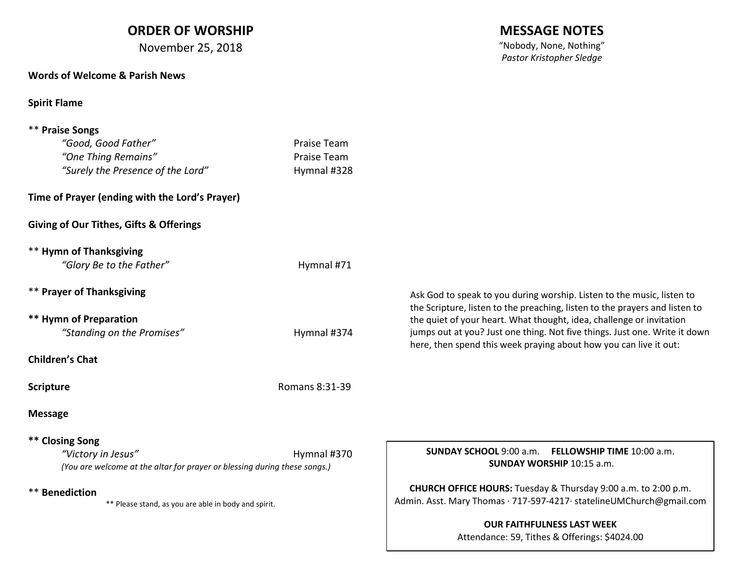## ORDER OF WORSHIP

November 25, 2018

**Words of Welcome & Parish News**

**Spirit Flame**

** **Praise Songs**

*"Good, Good Father"* — Praise Team
*"One Thing Remains"* — Praise Team
*"Surely the Presence of the Lord"* — Hymnal #328

**Time of Prayer (ending with the Lord's Prayer)**

**Giving of Our Tithes, Gifts & Offerings**

** **Hymn of Thanksgiving**

*"Glory Be to the Father"* — Hymnal #71

** **Prayer of Thanksgiving**

**** Hymn of Preparation**

*"Standing on the Promises"* — Hymnal #374

**Children's Chat**

**Scripture** — Romans 8:31-39

**Message**

**** Closing Song**

*"Victory in Jesus"* — Hymnal #370

*(You are welcome at the altar for prayer or blessing during these songs.)*

** **Benediction**

** Please stand, as you are able in body and spirit.

## MESSAGE NOTES

"Nobody, None, Nothing"

*Pastor Kristopher Sledge*

Ask God to speak to you during worship. Listen to the music, listen to the Scripture, listen to the preaching, listen to the prayers and listen to the quiet of your heart. What thought, idea, challenge or invitation jumps out at you? Just one thing. Not five things. Just one. Write it down here, then spend this week praying about how you can live it out:

**SUNDAY SCHOOL** 9:00 a.m. **FELLOWSHIP TIME** 10:00 a.m.
**SUNDAY WORSHIP** 10:15 a.m.

**CHURCH OFFICE HOURS:** Tuesday & Thursday 9:00 a.m. to 2:00 p.m.
Admin. Asst. Mary Thomas · 717-597-4217· statelineUMChurch@gmail.com

**OUR FAITHFULNESS LAST WEEK**
Attendance: 59, Tithes & Offerings: $4024.00